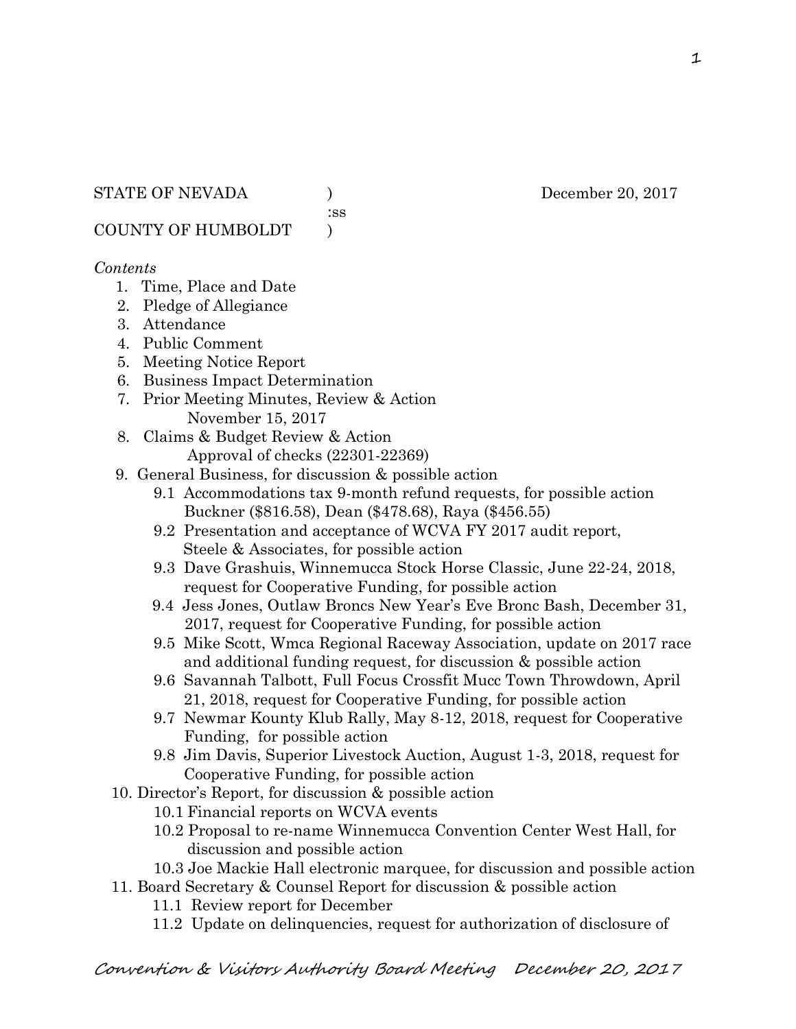STATE OF NEVADA )  December 20, 2017
:ss
COUNTY OF HUMBOLDT )

*Contents*

1. Time, Place and Date
2. Pledge of Allegiance
3. Attendance
4. Public Comment
5. Meeting Notice Report
6. Business Impact Determination
7. Prior Meeting Minutes, Review & Action
   November 15, 2017
8. Claims & Budget Review & Action
   Approval of checks (22301-22369)
9. General Business, for discussion & possible action
   - 9.1 Accommodations tax 9-month refund requests, for possible action
     Buckner ($816.58), Dean ($478.68), Raya ($456.55)
   - 9.2 Presentation and acceptance of WCVA FY 2017 audit report, Steele & Associates, for possible action
   - 9.3 Dave Grashuis, Winnemucca Stock Horse Classic, June 22-24, 2018, request for Cooperative Funding, for possible action
   - 9.4 Jess Jones, Outlaw Broncs New Year's Eve Bronc Bash, December 31, 2017, request for Cooperative Funding, for possible action
   - 9.5 Mike Scott, Wmca Regional Raceway Association, update on 2017 race and additional funding request, for discussion & possible action
   - 9.6 Savannah Talbott, Full Focus Crossfit Mucc Town Throwdown, April 21, 2018, request for Cooperative Funding, for possible action
   - 9.7 Newmar Kounty Klub Rally, May 8-12, 2018, request for Cooperative Funding, for possible action
   - 9.8 Jim Davis, Superior Livestock Auction, August 1-3, 2018, request for Cooperative Funding, for possible action
10. Director's Report, for discussion & possible action
    - 10.1 Financial reports on WCVA events
    - 10.2 Proposal to re-name Winnemucca Convention Center West Hall, for discussion and possible action
    - 10.3 Joe Mackie Hall electronic marquee, for discussion and possible action
11. Board Secretary & Counsel Report for discussion & possible action
    - 11.1 Review report for December
    - 11.2 Update on delinquencies, request for authorization of disclosure of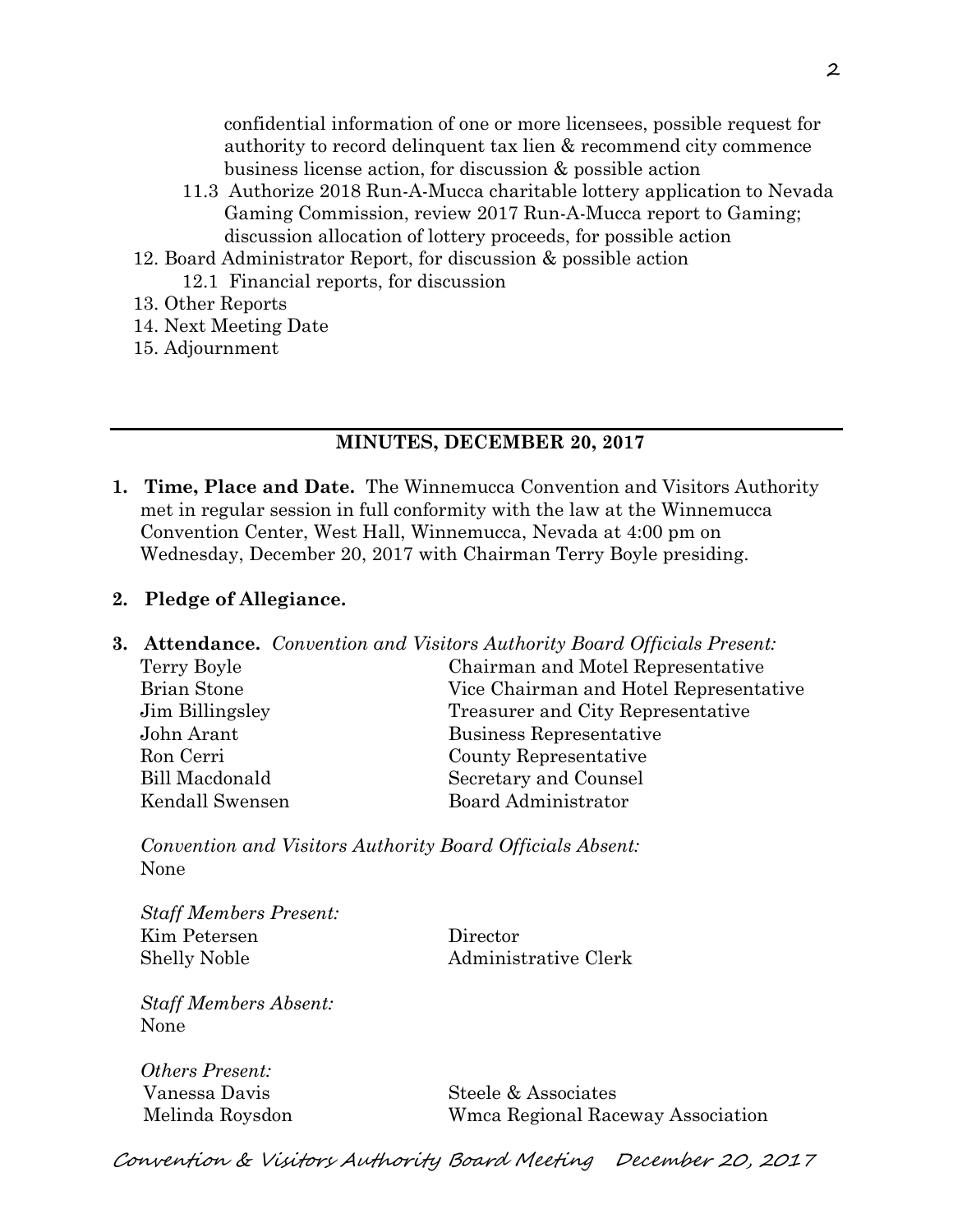confidential information of one or more licensees, possible request for authority to record delinquent tax lien & recommend city commence business license action, for discussion & possible action

   11.3 Authorize 2018 Run-A-Mucca charitable lottery application to Nevada Gaming Commission, review 2017 Run-A-Mucca report to Gaming; discussion allocation of lottery proceeds, for possible action

12. Board Administrator Report, for discussion & possible action
    12.1 Financial reports, for discussion
13. Other Reports
14. Next Meeting Date
15. Adjournment

---

## MINUTES, DECEMBER 20, 2017

**1. Time, Place and Date.** The Winnemucca Convention and Visitors Authority met in regular session in full conformity with the law at the Winnemucca Convention Center, West Hall, Winnemucca, Nevada at 4:00 pm on Wednesday, December 20, 2017 with Chairman Terry Boyle presiding.

**2. Pledge of Allegiance.**

**3. Attendance.** *Convention and Visitors Authority Board Officials Present:*

| | |
|---|---|
| Terry Boyle | Chairman and Motel Representative |
| Brian Stone | Vice Chairman and Hotel Representative |
| Jim Billingsley | Treasurer and City Representative |
| John Arant | Business Representative |
| Ron Cerri | County Representative |
| Bill Macdonald | Secretary and Counsel |
| Kendall Swensen | Board Administrator |

*Convention and Visitors Authority Board Officials Absent:*
None

*Staff Members Present:*

| | |
|---|---|
| Kim Petersen | Director |
| Shelly Noble | Administrative Clerk |

*Staff Members Absent:*
None

*Others Present:*

| | |
|---|---|
| Vanessa Davis | Steele & Associates |
| Melinda Roysdon | Wmca Regional Raceway Association |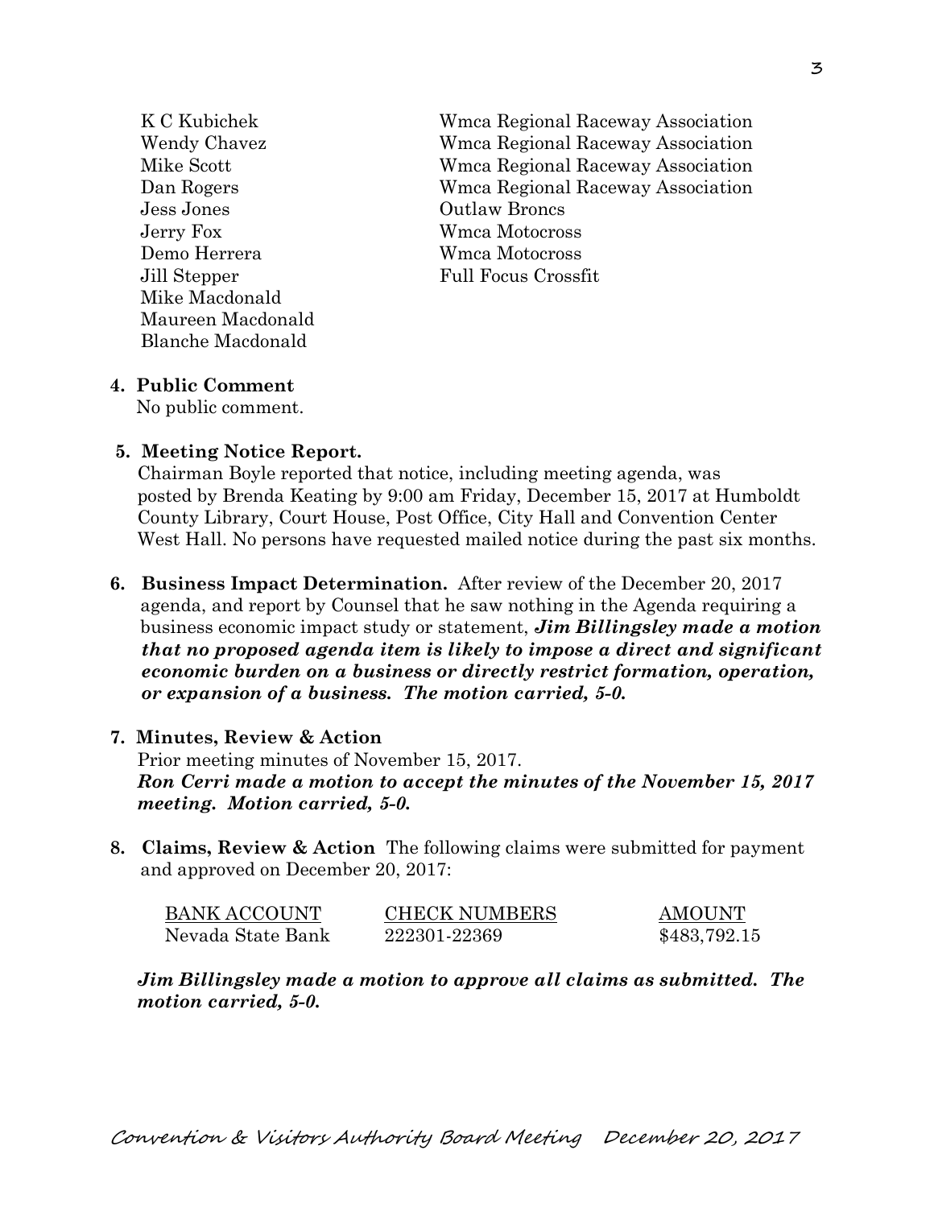| | |
|---|---|
| K C Kubichek | Wmca Regional Raceway Association |
| Wendy Chavez | Wmca Regional Raceway Association |
| Mike Scott | Wmca Regional Raceway Association |
| Dan Rogers | Wmca Regional Raceway Association |
| Jess Jones | Outlaw Broncs |
| Jerry Fox | Wmca Motocross |
| Demo Herrera | Wmca Motocross |
| Jill Stepper | Full Focus Crossfit |
| Mike Macdonald | |
| Maureen Macdonald | |
| Blanche Macdonald | |

**4. Public Comment**
No public comment.

**5. Meeting Notice Report.**
Chairman Boyle reported that notice, including meeting agenda, was posted by Brenda Keating by 9:00 am Friday, December 15, 2017 at Humboldt County Library, Court House, Post Office, City Hall and Convention Center West Hall. No persons have requested mailed notice during the past six months.

**6. Business Impact Determination.** After review of the December 20, 2017 agenda, and report by Counsel that he saw nothing in the Agenda requiring a business economic impact study or statement, ***Jim Billingsley made a motion that no proposed agenda item is likely to impose a direct and significant economic burden on a business or directly restrict formation, operation, or expansion of a business. The motion carried, 5-0.***

**7. Minutes, Review & Action**
Prior meeting minutes of November 15, 2017.
***Ron Cerri made a motion to accept the minutes of the November 15, 2017 meeting. Motion carried, 5-0.***

**8. Claims, Review & Action** The following claims were submitted for payment and approved on December 20, 2017:

| BANK ACCOUNT | CHECK NUMBERS | AMOUNT |
|---|---|---|
| Nevada State Bank | 222301-22369 | $483,792.15 |

***Jim Billingsley made a motion to approve all claims as submitted. The motion carried, 5-0.***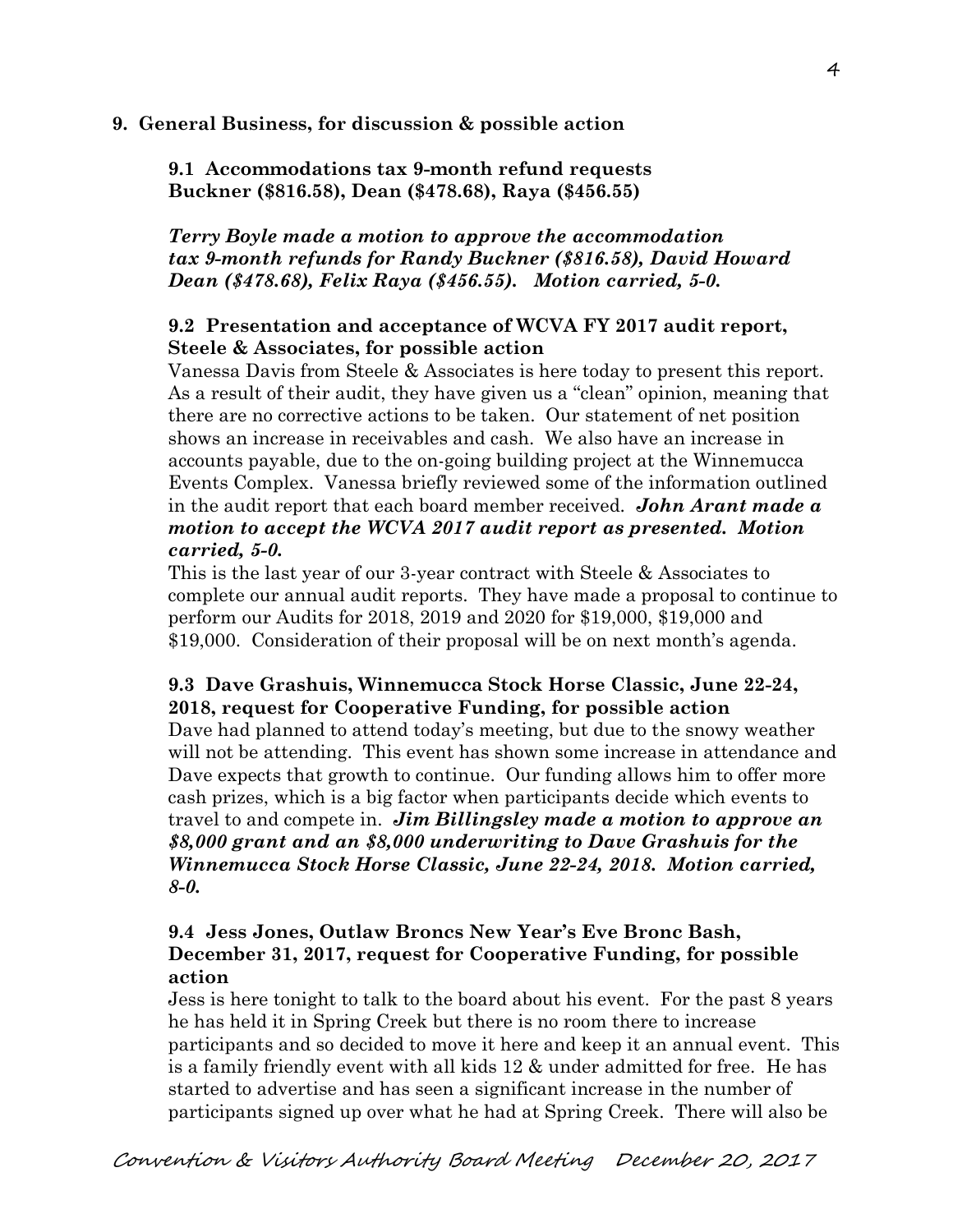**9. General Business, for discussion & possible action**

**9.1 Accommodations tax 9-month refund requests Buckner ($816.58), Dean ($478.68), Raya ($456.55)**

***Terry Boyle made a motion to approve the accommodation tax 9-month refunds for Randy Buckner ($816.58), David Howard Dean ($478.68), Felix Raya ($456.55). Motion carried, 5-0.***

**9.2 Presentation and acceptance of WCVA FY 2017 audit report, Steele & Associates, for possible action**

Vanessa Davis from Steele & Associates is here today to present this report. As a result of their audit, they have given us a "clean" opinion, meaning that there are no corrective actions to be taken. Our statement of net position shows an increase in receivables and cash. We also have an increase in accounts payable, due to the on-going building project at the Winnemucca Events Complex. Vanessa briefly reviewed some of the information outlined in the audit report that each board member received. ***John Arant made a motion to accept the WCVA 2017 audit report as presented. Motion carried, 5-0.***

This is the last year of our 3-year contract with Steele & Associates to complete our annual audit reports. They have made a proposal to continue to perform our Audits for 2018, 2019 and 2020 for $19,000, $19,000 and $19,000. Consideration of their proposal will be on next month's agenda.

**9.3 Dave Grashuis, Winnemucca Stock Horse Classic, June 22-24, 2018, request for Cooperative Funding, for possible action**

Dave had planned to attend today's meeting, but due to the snowy weather will not be attending. This event has shown some increase in attendance and Dave expects that growth to continue. Our funding allows him to offer more cash prizes, which is a big factor when participants decide which events to travel to and compete in. ***Jim Billingsley made a motion to approve an $8,000 grant and an $8,000 underwriting to Dave Grashuis for the Winnemucca Stock Horse Classic, June 22-24, 2018. Motion carried, 8-0.***

**9.4 Jess Jones, Outlaw Broncs New Year's Eve Bronc Bash, December 31, 2017, request for Cooperative Funding, for possible action**

Jess is here tonight to talk to the board about his event. For the past 8 years he has held it in Spring Creek but there is no room there to increase participants and so decided to move it here and keep it an annual event. This is a family friendly event with all kids 12 & under admitted for free. He has started to advertise and has seen a significant increase in the number of participants signed up over what he had at Spring Creek. There will also be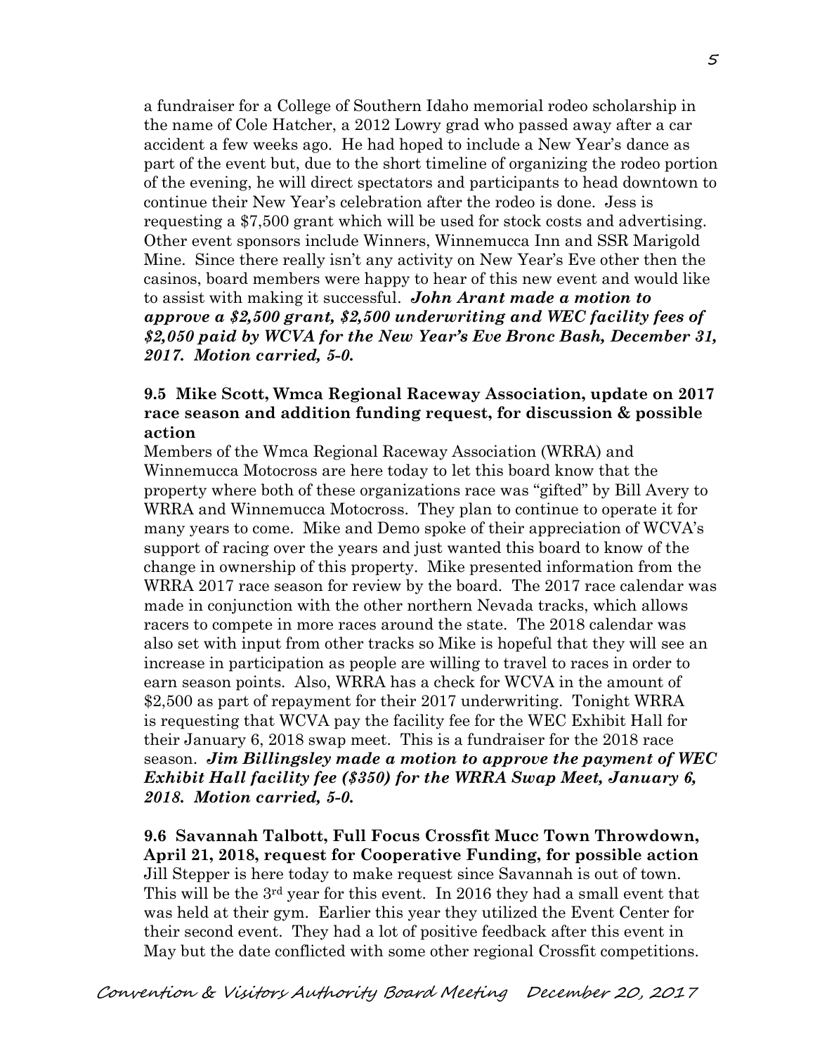a fundraiser for a College of Southern Idaho memorial rodeo scholarship in the name of Cole Hatcher, a 2012 Lowry grad who passed away after a car accident a few weeks ago. He had hoped to include a New Year's dance as part of the event but, due to the short timeline of organizing the rodeo portion of the evening, he will direct spectators and participants to head downtown to continue their New Year's celebration after the rodeo is done. Jess is requesting a $7,500 grant which will be used for stock costs and advertising. Other event sponsors include Winners, Winnemucca Inn and SSR Marigold Mine. Since there really isn't any activity on New Year's Eve other then the casinos, board members were happy to hear of this new event and would like to assist with making it successful. ***John Arant made a motion to approve a $2,500 grant, $2,500 underwriting and WEC facility fees of $2,050 paid by WCVA for the New Year's Eve Bronc Bash, December 31, 2017. Motion carried, 5-0.***

**9.5 Mike Scott, Wmca Regional Raceway Association, update on 2017 race season and addition funding request, for discussion & possible action**

Members of the Wmca Regional Raceway Association (WRRA) and Winnemucca Motocross are here today to let this board know that the property where both of these organizations race was "gifted" by Bill Avery to WRRA and Winnemucca Motocross. They plan to continue to operate it for many years to come. Mike and Demo spoke of their appreciation of WCVA's support of racing over the years and just wanted this board to know of the change in ownership of this property. Mike presented information from the WRRA 2017 race season for review by the board. The 2017 race calendar was made in conjunction with the other northern Nevada tracks, which allows racers to compete in more races around the state. The 2018 calendar was also set with input from other tracks so Mike is hopeful that they will see an increase in participation as people are willing to travel to races in order to earn season points. Also, WRRA has a check for WCVA in the amount of $2,500 as part of repayment for their 2017 underwriting. Tonight WRRA is requesting that WCVA pay the facility fee for the WEC Exhibit Hall for their January 6, 2018 swap meet. This is a fundraiser for the 2018 race season. ***Jim Billingsley made a motion to approve the payment of WEC Exhibit Hall facility fee ($350) for the WRRA Swap Meet, January 6, 2018. Motion carried, 5-0.***

**9.6 Savannah Talbott, Full Focus Crossfit Mucc Town Throwdown, April 21, 2018, request for Cooperative Funding, for possible action**

Jill Stepper is here today to make request since Savannah is out of town. This will be the 3rd year for this event. In 2016 they had a small event that was held at their gym. Earlier this year they utilized the Event Center for their second event. They had a lot of positive feedback after this event in May but the date conflicted with some other regional Crossfit competitions.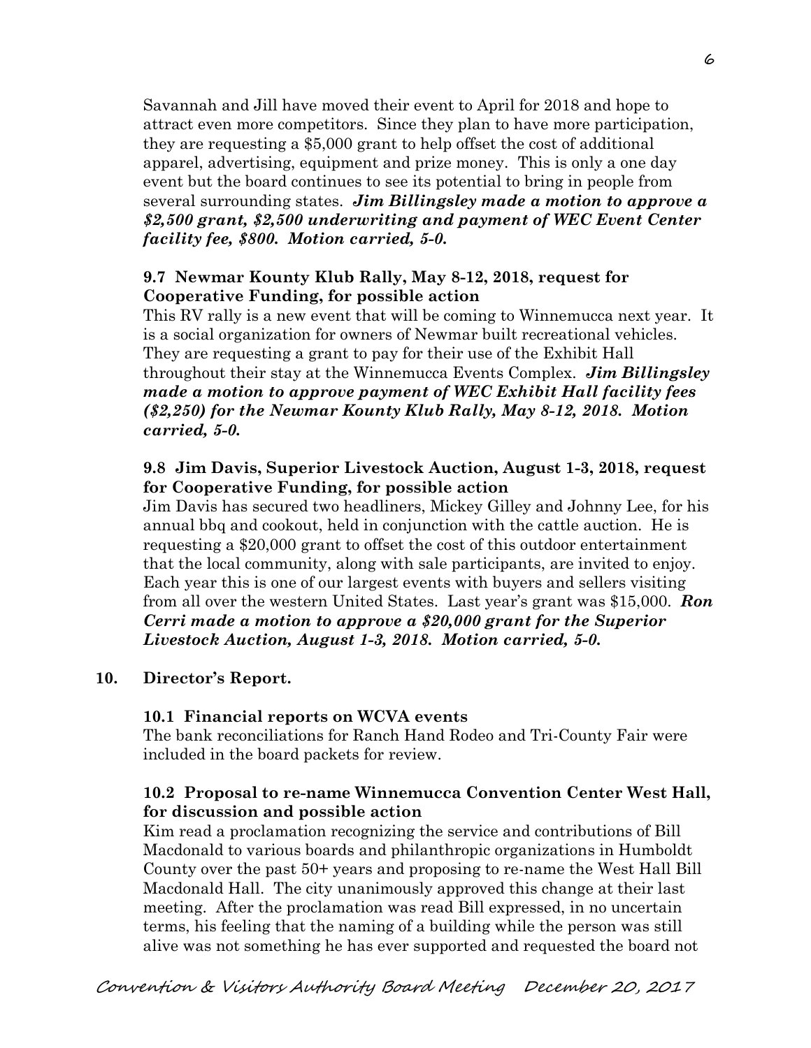Savannah and Jill have moved their event to April for 2018 and hope to attract even more competitors. Since they plan to have more participation, they are requesting a $5,000 grant to help offset the cost of additional apparel, advertising, equipment and prize money. This is only a one day event but the board continues to see its potential to bring in people from several surrounding states. ***Jim Billingsley made a motion to approve a $2,500 grant, $2,500 underwriting and payment of WEC Event Center facility fee, $800. Motion carried, 5-0.***

**9.7 Newmar Kounty Klub Rally, May 8-12, 2018, request for Cooperative Funding, for possible action**

This RV rally is a new event that will be coming to Winnemucca next year. It is a social organization for owners of Newmar built recreational vehicles. They are requesting a grant to pay for their use of the Exhibit Hall throughout their stay at the Winnemucca Events Complex. ***Jim Billingsley made a motion to approve payment of WEC Exhibit Hall facility fees ($2,250) for the Newmar Kounty Klub Rally, May 8-12, 2018. Motion carried, 5-0.***

**9.8 Jim Davis, Superior Livestock Auction, August 1-3, 2018, request for Cooperative Funding, for possible action**

Jim Davis has secured two headliners, Mickey Gilley and Johnny Lee, for his annual bbq and cookout, held in conjunction with the cattle auction. He is requesting a $20,000 grant to offset the cost of this outdoor entertainment that the local community, along with sale participants, are invited to enjoy. Each year this is one of our largest events with buyers and sellers visiting from all over the western United States. Last year's grant was $15,000. ***Ron Cerri made a motion to approve a $20,000 grant for the Superior Livestock Auction, August 1-3, 2018. Motion carried, 5-0.***

**10. Director's Report.**

**10.1 Financial reports on WCVA events**

The bank reconciliations for Ranch Hand Rodeo and Tri-County Fair were included in the board packets for review.

**10.2 Proposal to re-name Winnemucca Convention Center West Hall, for discussion and possible action**

Kim read a proclamation recognizing the service and contributions of Bill Macdonald to various boards and philanthropic organizations in Humboldt County over the past 50+ years and proposing to re-name the West Hall Bill Macdonald Hall. The city unanimously approved this change at their last meeting. After the proclamation was read Bill expressed, in no uncertain terms, his feeling that the naming of a building while the person was still alive was not something he has ever supported and requested the board not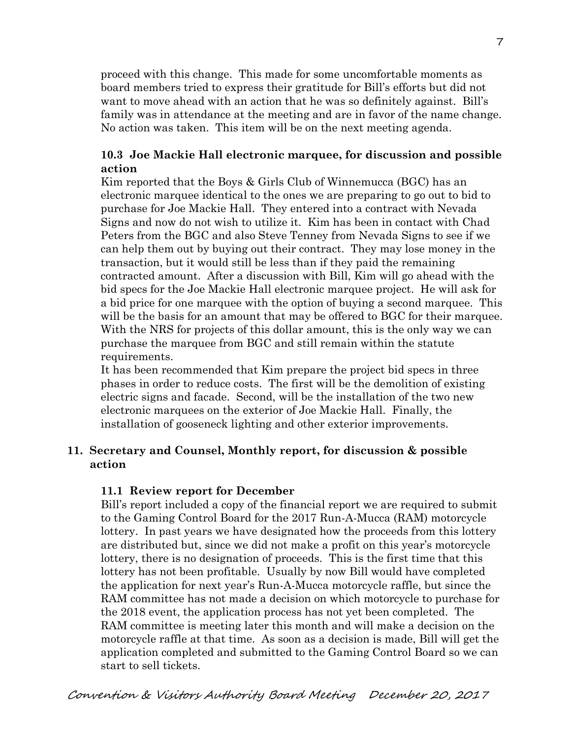proceed with this change. This made for some uncomfortable moments as board members tried to express their gratitude for Bill's efforts but did not want to move ahead with an action that he was so definitely against. Bill's family was in attendance at the meeting and are in favor of the name change. No action was taken. This item will be on the next meeting agenda.

### 10.3 Joe Mackie Hall electronic marquee, for discussion and possible action

Kim reported that the Boys & Girls Club of Winnemucca (BGC) has an electronic marquee identical to the ones we are preparing to go out to bid to purchase for Joe Mackie Hall. They entered into a contract with Nevada Signs and now do not wish to utilize it. Kim has been in contact with Chad Peters from the BGC and also Steve Tenney from Nevada Signs to see if we can help them out by buying out their contract. They may lose money in the transaction, but it would still be less than if they paid the remaining contracted amount. After a discussion with Bill, Kim will go ahead with the bid specs for the Joe Mackie Hall electronic marquee project. He will ask for a bid price for one marquee with the option of buying a second marquee. This will be the basis for an amount that may be offered to BGC for their marquee. With the NRS for projects of this dollar amount, this is the only way we can purchase the marquee from BGC and still remain within the statute requirements.

It has been recommended that Kim prepare the project bid specs in three phases in order to reduce costs. The first will be the demolition of existing electric signs and facade. Second, will be the installation of the two new electronic marquees on the exterior of Joe Mackie Hall. Finally, the installation of gooseneck lighting and other exterior improvements.

## 11. Secretary and Counsel, Monthly report, for discussion & possible action

### 11.1 Review report for December

Bill's report included a copy of the financial report we are required to submit to the Gaming Control Board for the 2017 Run-A-Mucca (RAM) motorcycle lottery. In past years we have designated how the proceeds from this lottery are distributed but, since we did not make a profit on this year's motorcycle lottery, there is no designation of proceeds. This is the first time that this lottery has not been profitable. Usually by now Bill would have completed the application for next year's Run-A-Mucca motorcycle raffle, but since the RAM committee has not made a decision on which motorcycle to purchase for the 2018 event, the application process has not yet been completed. The RAM committee is meeting later this month and will make a decision on the motorcycle raffle at that time. As soon as a decision is made, Bill will get the application completed and submitted to the Gaming Control Board so we can start to sell tickets.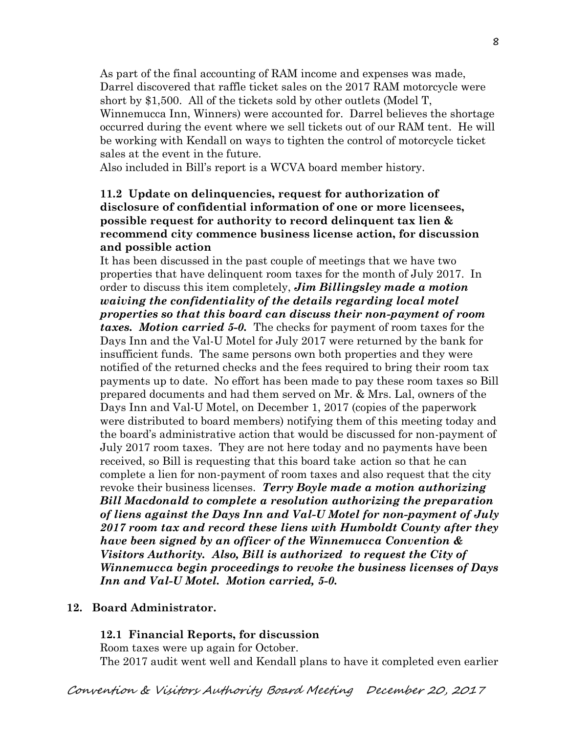As part of the final accounting of RAM income and expenses was made, Darrel discovered that raffle ticket sales on the 2017 RAM motorcycle were short by $1,500. All of the tickets sold by other outlets (Model T, Winnemucca Inn, Winners) were accounted for. Darrel believes the shortage occurred during the event where we sell tickets out of our RAM tent. He will be working with Kendall on ways to tighten the control of motorcycle ticket sales at the event in the future.

Also included in Bill's report is a WCVA board member history.

**11.2 Update on delinquencies, request for authorization of disclosure of confidential information of one or more licensees, possible request for authority to record delinquent tax lien & recommend city commence business license action, for discussion and possible action**

It has been discussed in the past couple of meetings that we have two properties that have delinquent room taxes for the month of July 2017. In order to discuss this item completely, ***Jim Billingsley made a motion waiving the confidentiality of the details regarding local motel properties so that this board can discuss their non-payment of room taxes. Motion carried 5-0.*** The checks for payment of room taxes for the Days Inn and the Val-U Motel for July 2017 were returned by the bank for insufficient funds. The same persons own both properties and they were notified of the returned checks and the fees required to bring their room tax payments up to date. No effort has been made to pay these room taxes so Bill prepared documents and had them served on Mr. & Mrs. Lal, owners of the Days Inn and Val-U Motel, on December 1, 2017 (copies of the paperwork were distributed to board members) notifying them of this meeting today and the board's administrative action that would be discussed for non-payment of July 2017 room taxes. They are not here today and no payments have been received, so Bill is requesting that this board take action so that he can complete a lien for non-payment of room taxes and also request that the city revoke their business licenses. ***Terry Boyle made a motion authorizing Bill Macdonald to complete a resolution authorizing the preparation of liens against the Days Inn and Val-U Motel for non-payment of July 2017 room tax and record these liens with Humboldt County after they have been signed by an officer of the Winnemucca Convention & Visitors Authority. Also, Bill is authorized to request the City of Winnemucca begin proceedings to revoke the business licenses of Days Inn and Val-U Motel. Motion carried, 5-0.***

## 12. Board Administrator.

**12.1 Financial Reports, for discussion**

Room taxes were up again for October.

The 2017 audit went well and Kendall plans to have it completed even earlier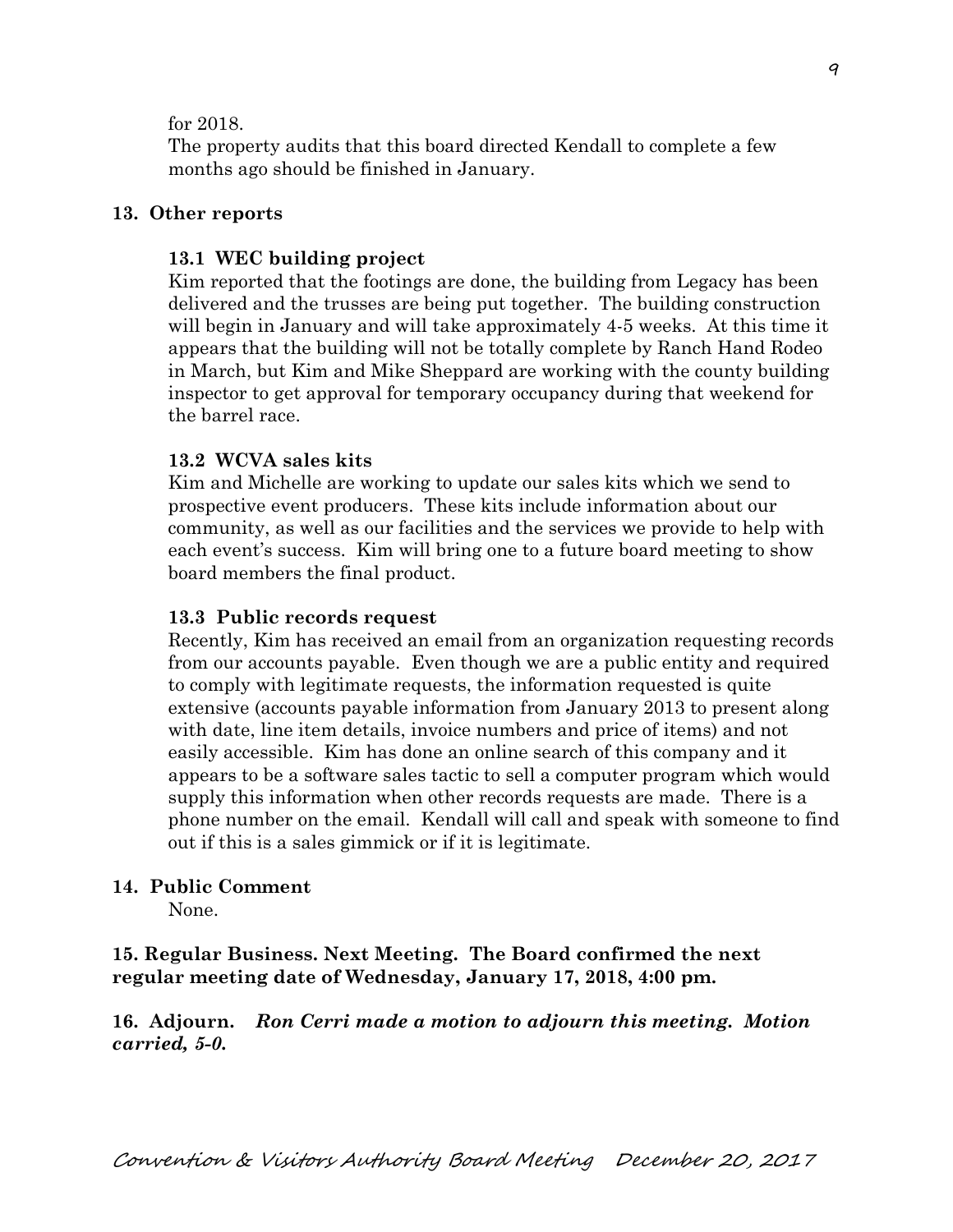for 2018.

The property audits that this board directed Kendall to complete a few months ago should be finished in January.

**13. Other reports**

**13.1 WEC building project**

Kim reported that the footings are done, the building from Legacy has been delivered and the trusses are being put together. The building construction will begin in January and will take approximately 4-5 weeks. At this time it appears that the building will not be totally complete by Ranch Hand Rodeo in March, but Kim and Mike Sheppard are working with the county building inspector to get approval for temporary occupancy during that weekend for the barrel race.

**13.2 WCVA sales kits**

Kim and Michelle are working to update our sales kits which we send to prospective event producers. These kits include information about our community, as well as our facilities and the services we provide to help with each event's success. Kim will bring one to a future board meeting to show board members the final product.

**13.3 Public records request**

Recently, Kim has received an email from an organization requesting records from our accounts payable. Even though we are a public entity and required to comply with legitimate requests, the information requested is quite extensive (accounts payable information from January 2013 to present along with date, line item details, invoice numbers and price of items) and not easily accessible. Kim has done an online search of this company and it appears to be a software sales tactic to sell a computer program which would supply this information when other records requests are made. There is a phone number on the email. Kendall will call and speak with someone to find out if this is a sales gimmick or if it is legitimate.

**14. Public Comment**

None.

**15. Regular Business. Next Meeting. The Board confirmed the next regular meeting date of Wednesday, January 17, 2018, 4:00 pm.**

**16. Adjourn.** ***Ron Cerri made a motion to adjourn this meeting. Motion carried, 5-0.***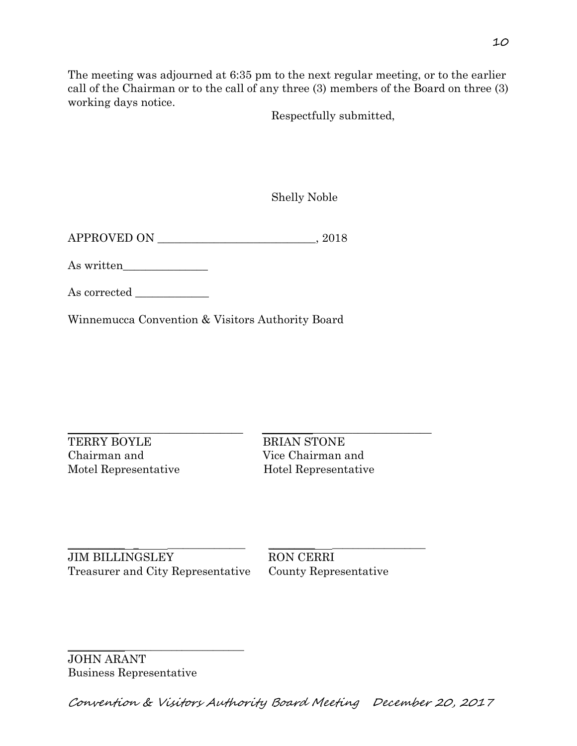The meeting was adjourned at 6:35 pm to the next regular meeting, or to the earlier call of the Chairman or to the call of any three (3) members of the Board on three (3) working days notice.

Respectfully submitted,

Shelly Noble

APPROVED ON ____________________________, 2018

As written_______________

As corrected _____________

Winnemucca Convention & Visitors Authority Board

_______________________________
TERRY BOYLE
Chairman and
Motel Representative

_______________________________
BRIAN STONE
Vice Chairman and
Hotel Representative

_______________________________
JIM BILLINGSLEY
Treasurer and City Representative

_______________________________
RON CERRI
County Representative

_______________________________
JOHN ARANT
Business Representative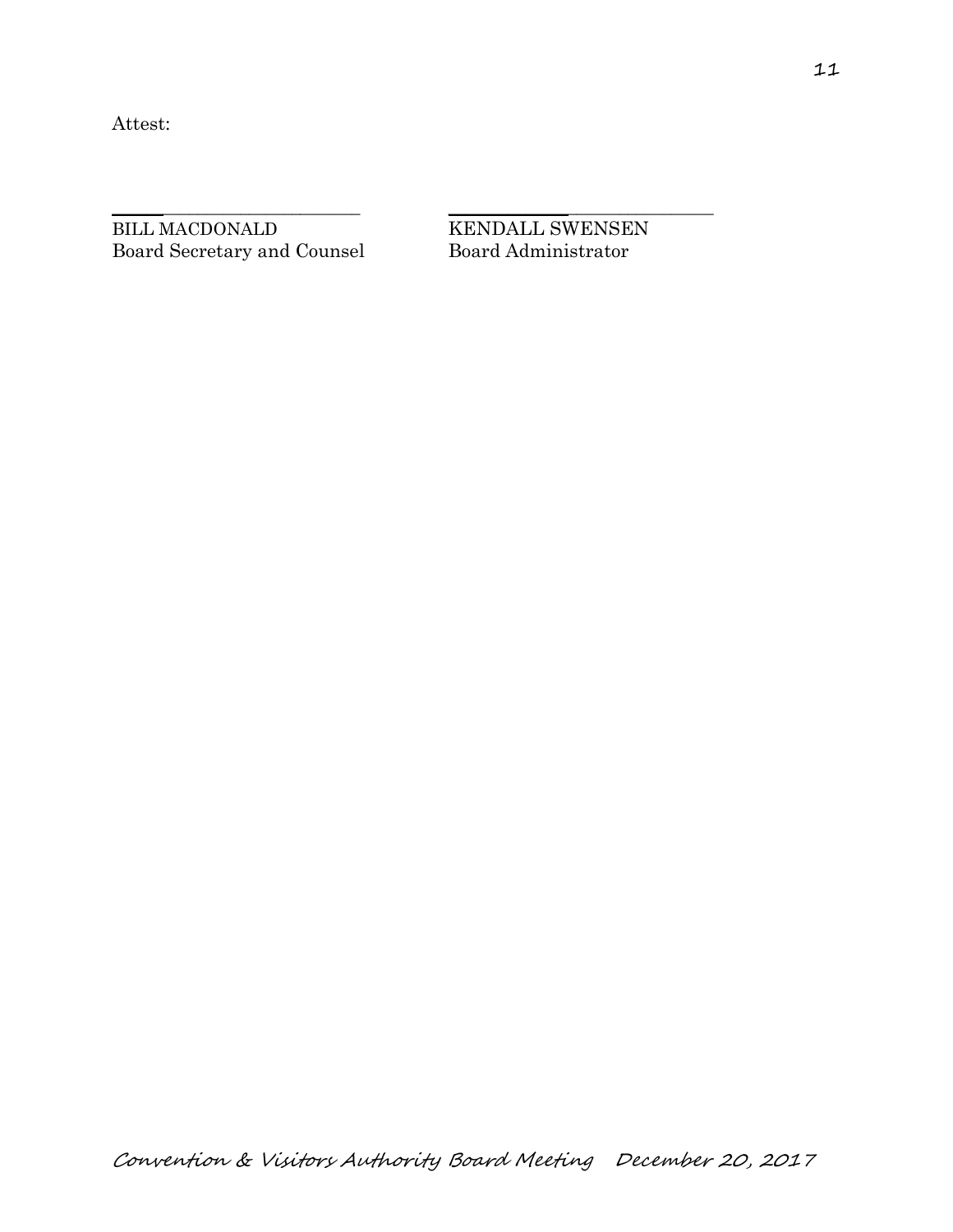Attest:

\_\_\_\_\_\_\_\_\_\_\_\_\_\_\_\_\_\_\_\_\_\_\_\_\_\_\_\_\_\_\_\_
BILL MACDONALD
Board Secretary and Counsel

\_\_\_\_\_\_\_\_\_\_\_\_\_\_\_\_\_\_\_\_\_\_\_\_\_\_\_\_\_\_\_\_
KENDALL SWENSEN
Board Administrator